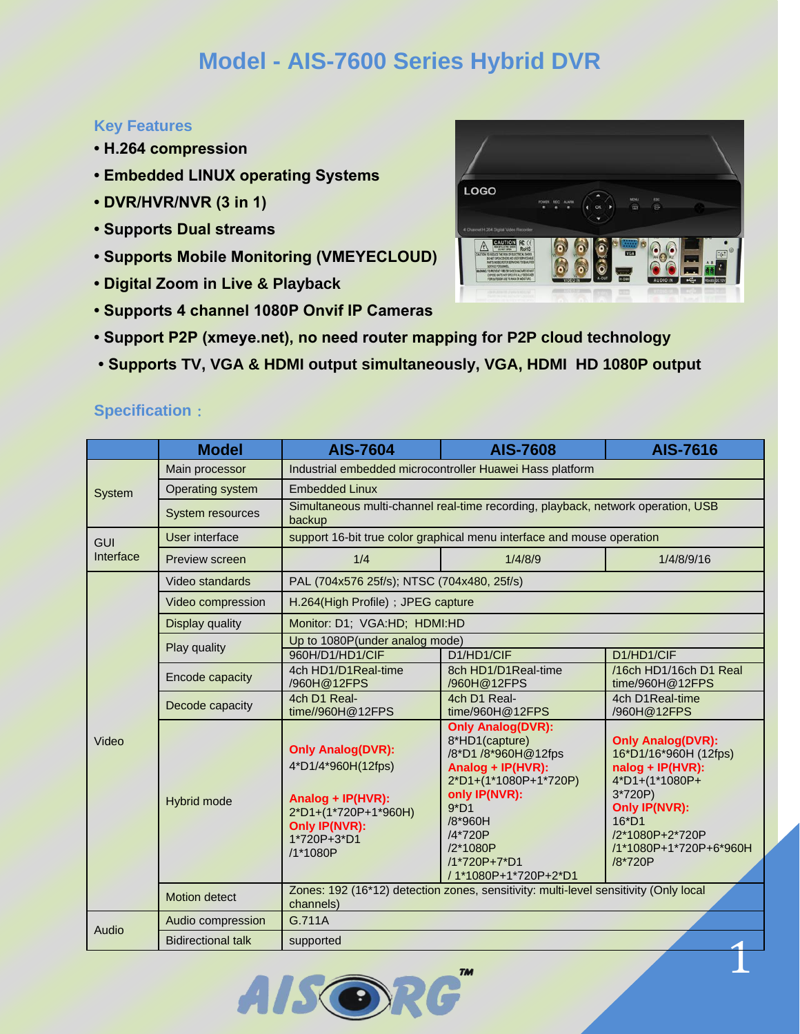# Model - AIS-7600 Series Hybrid DVR

### Key Features

- **H.264 compression**
- **Embedded LINUX operating Systems**
- **DVR/HVR/NVR (3 in 1)**
- **Supports Dual streams**
- **Supports Mobile Monitoring (VMEYECLOUD)**
- **Digital Zoom in Live & Playback**
- **Supports 4 channel 1080P Onvif IP Cameras**
- **Support P2P (xmeye.net), no need router mapping for P2P cloud technology**
- **Supports TV, VGA & HDMI output simultaneously, VGA, HDMI HD 1080P output**

### Specification：

| | Model | AIS-7604 | AIS-7608 | AIS-7616 |
|---|---|---|---|---|
| System | Main processor | Industrial embedded microcontroller Huawei Hass platform | | |
| | Operating system | Embedded Linux | | |
| | System resources | Simultaneous multi-channel real-time recording, playback, network operation, USB backup | | |
| GUI Interface | User interface | support 16-bit true color graphical menu interface and mouse operation | | |
| | Preview screen | 1/4 | 1/4/8/9 | 1/4/8/9/16 |
| Video | Video standards | PAL (704x576 25f/s); NTSC (704x480, 25f/s) | | |
| | Video compression | H.264(High Profile)；JPEG capture | | |
| | Display quality | Monitor: D1; VGA:HD; HDMI:HD | | |
| | Play quality | Up to 1080P(under analog mode) | | |
| | | 960H/D1/HD1/CIF | D1/HD1/CIF | D1/HD1/CIF |
| | Encode capacity | 4ch HD1/D1Real-time /960H@12FPS | 8ch HD1/D1Real-time /960H@12FPS | /16ch HD1/16ch D1 Real time/960H@12FPS |
| | Decode capacity | 4ch D1 Real-time//960H@12FPS | 4ch D1 Real-time/960H@12FPS | 4ch D1Real-time /960H@12FPS |
| | Hybrid mode | **Only Analog(DVR):** 4*D1/4*960H(12fps) **Analog + IP(HVR):** 2*D1+(1*720P+1*960H) **Only IP(NVR):** 1*720P+3*D1 /1*1080P | **Only Analog(DVR):** 8*HD1(capture) /8*D1 /8*960H@12fps **Analog + IP(HVR):** 2*D1+(1*1080P+1*720P) **only IP(NVR):** 9*D1 /8*960H /4*720P /2*1080P /1*720P+7*D1 / 1*1080P+1*720P+2*D1 | **Only Analog(DVR):** 16*D1/16*960H (12fps) **nalog + IP(HVR):** 4*D1+(1*1080P+ 3*720P) **Only IP(NVR):** 16*D1 /2*1080P+2*720P /1*1080P+1*720P+6*960H /8*720P |
| | Motion detect | Zones: 192 (16*12) detection zones, sensitivity: multi-level sensitivity (Only local channels) | | |
| Audio | Audio compression | G.711A | | |
| | Bidirectional talk | supported | | |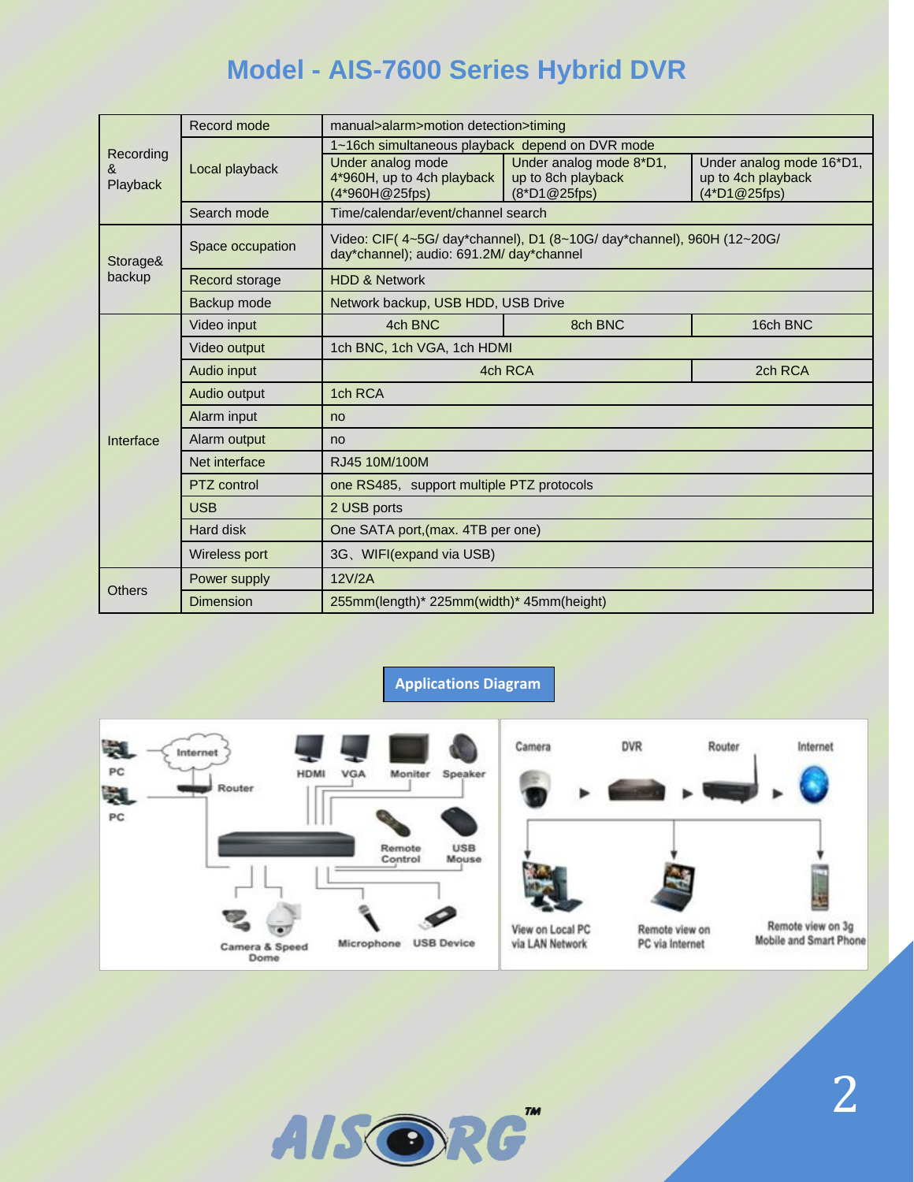# Model - AIS-7600 Series Hybrid DVR

| | | | | |
|---|---|---|---|---|
| Recording & Playback | Record mode | manual>alarm>motion detection>timing | | |
| | Local playback | 1~16ch simultaneous playback depend on DVR mode | | |
| | | Under analog mode 4*960H, up to 4ch playback (4*960H@25fps) | Under analog mode 8*D1, up to 8ch playback (8*D1@25fps) | Under analog mode 16*D1, up to 4ch playback (4*D1@25fps) |
| | Search mode | Time/calendar/event/channel search | | |
| Storage& backup | Space occupation | Video: CIF( 4~5G/ day*channel), D1 (8~10G/ day*channel), 960H (12~20G/ day*channel); audio: 691.2M/ day*channel | | |
| | Record storage | HDD & Network | | |
| | Backup mode | Network backup, USB HDD, USB Drive | | |
| Interface | Video input | 4ch BNC | 8ch BNC | 16ch BNC |
| | Video output | 1ch BNC, 1ch VGA, 1ch HDMI | | |
| | Audio input | 4ch RCA | | 2ch RCA |
| | Audio output | 1ch RCA | | |
| | Alarm input | no | | |
| | Alarm output | no | | |
| | Net interface | RJ45 10M/100M | | |
| | PTZ control | one RS485, support multiple PTZ protocols | | |
| | USB | 2 USB ports | | |
| | Hard disk | One SATA port,(max. 4TB per one) | | |
| | Wireless port | 3G、WIFI(expand via USB) | | |
| Others | Power supply | 12V/2A | | |
| | Dimension | 255mm(length)* 225mm(width)* 45mm(height) | | |

## Applications Diagram

PC
Internet
PC
Router
HDMI
VGA
Moniter
Speaker
Remote Control
USB Mouse
Camera & Speed Dome
Microphone
USB Device

Camera
DVR
Router
Internet
View on Local PC via LAN Network
Remote view on PC via Internet
Remote view on 3g Mobile and Smart Phone

AISORG™